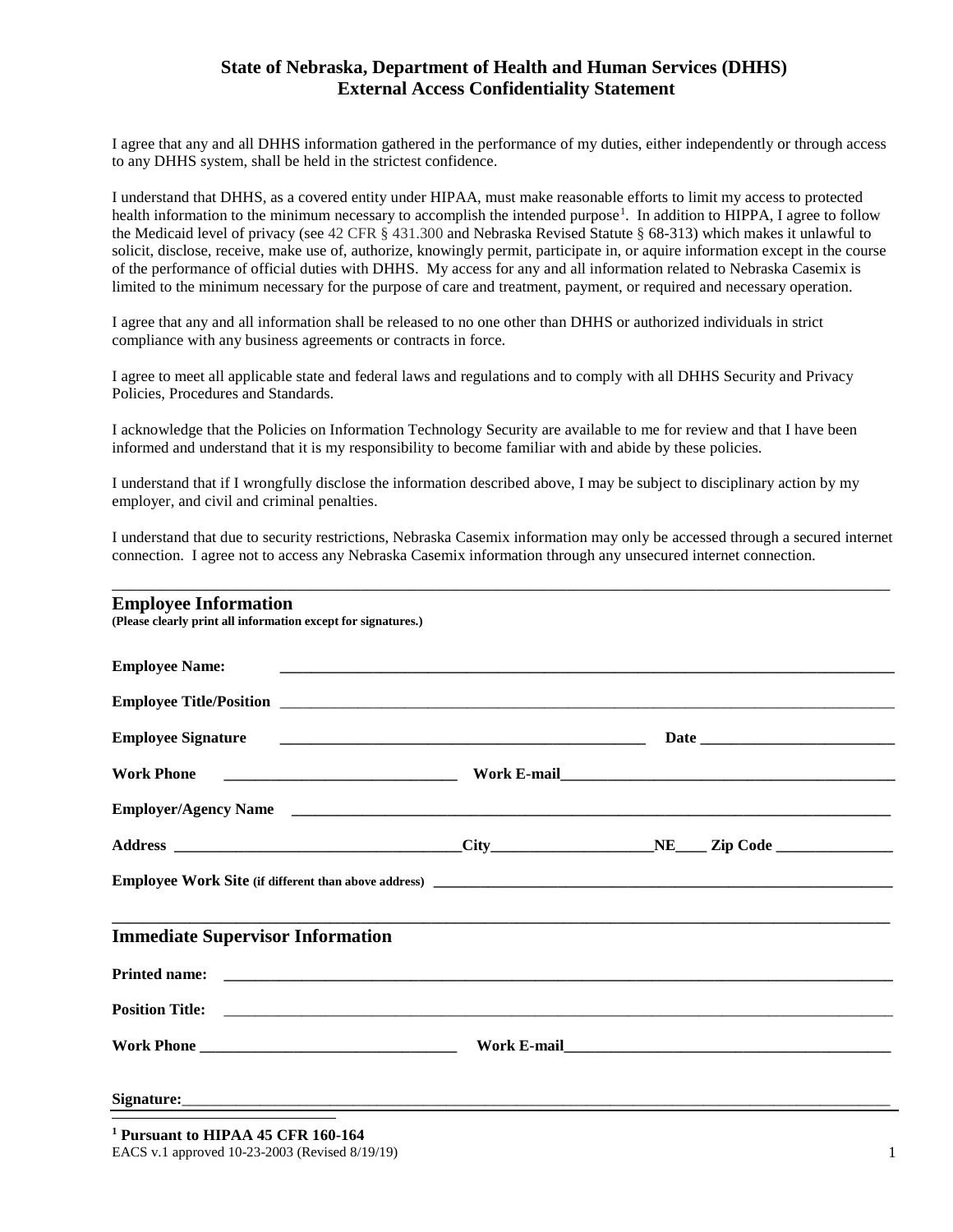# State of Nebraska, Department of Health and Human Services (DHHS)
# External Access Confidentiality Statement

I agree that any and all DHHS information gathered in the performance of my duties, either independently or through access to any DHHS system, shall be held in the strictest confidence.

I understand that DHHS, as a covered entity under HIPAA, must make reasonable efforts to limit my access to protected health information to the minimum necessary to accomplish the intended purpose[1]. In addition to HIPPA, I agree to follow the Medicaid level of privacy (see 42 CFR § 431.300 and Nebraska Revised Statute § 68-313) which makes it unlawful to solicit, disclose, receive, make use of, authorize, knowingly permit, participate in, or aquire information except in the course of the performance of official duties with DHHS. My access for any and all information related to Nebraska Casemix is limited to the minimum necessary for the purpose of care and treatment, payment, or required and necessary operation.

I agree that any and all information shall be released to no one other than DHHS or authorized individuals in strict compliance with any business agreements or contracts in force.

I agree to meet all applicable state and federal laws and regulations and to comply with all DHHS Security and Privacy Policies, Procedures and Standards.

I acknowledge that the Policies on Information Technology Security are available to me for review and that I have been informed and understand that it is my responsibility to become familiar with and abide by these policies.

I understand that if I wrongfully disclose the information described above, I may be subject to disciplinary action by my employer, and civil and criminal penalties.

I understand that due to security restrictions, Nebraska Casemix information may only be accessed through a secured internet connection. I agree not to access any Nebraska Casemix information through any unsecured internet connection.

---

## Employee Information

**(Please clearly print all information except for signatures.)**

**Employee Name:** ________________________________________________

**Employee Title/Position** ________________________________________________

**Employee Signature** ______________________________ **Date** ____________________

**Work Phone** ____________________ **Work E-mail** ______________________________

**Employer/Agency Name** ________________________________________________

**Address** ______________________ **City** ______________ **NE** ____ **Zip Code** __________

**Employee Work Site (if different than above address)** ________________________________________________

---

## Immediate Supervisor Information

**Printed name:** ________________________________________________

**Position Title:** ________________________________________________

**Work Phone** ____________________ **Work E-mail** ______________________________

**Signature:** ________________________________________________

---

[1] **Pursuant to HIPAA 45 CFR 160-164**

EACS v.1 approved 10-23-2003 (Revised 8/19/19)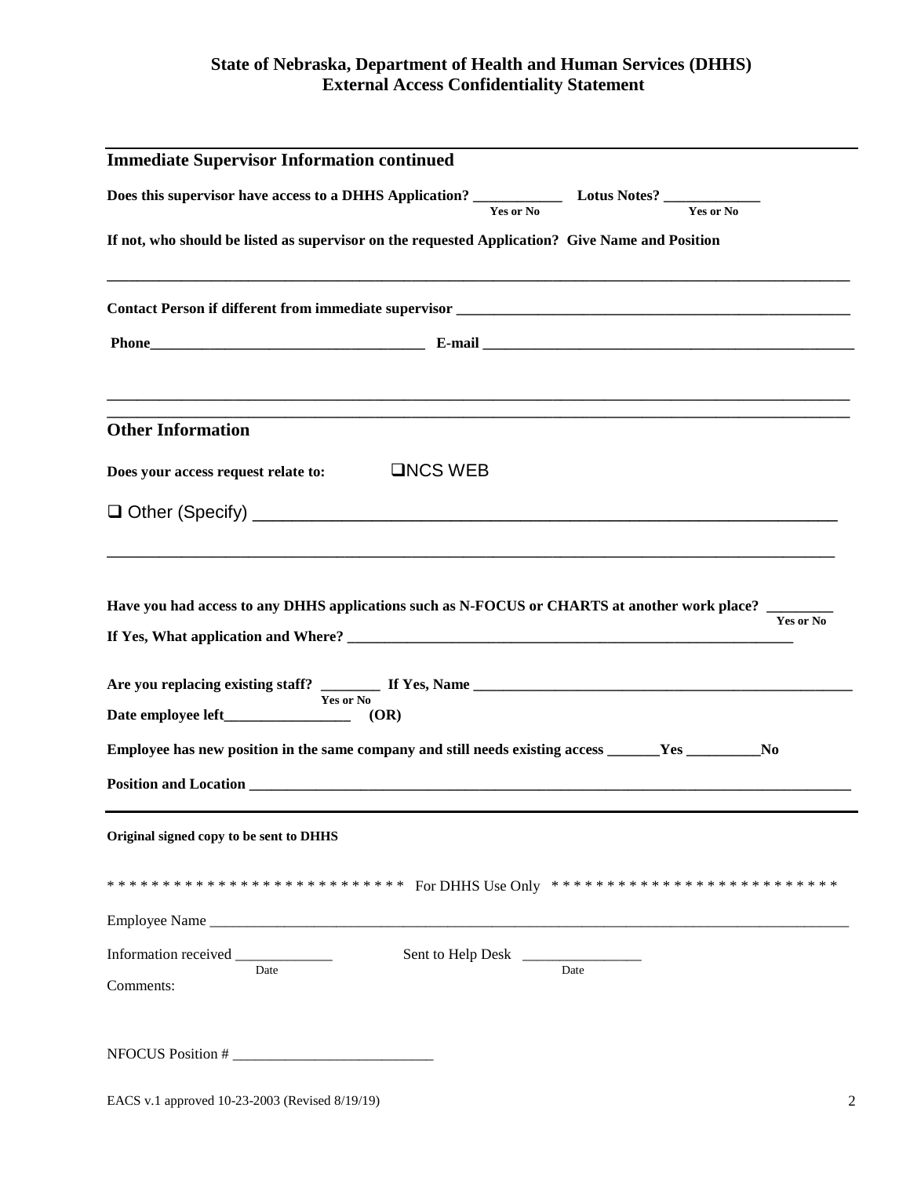# State of Nebraska, Department of Health and Human Services (DHHS)
# External Access Confidentiality Statement

## Immediate Supervisor Information continued

**Does this supervisor have access to a DHHS Application? ____________ Lotus Notes? _____________**
Yes or No / Yes or No

**If not, who should be listed as supervisor on the requested Application? Give Name and Position**

______________________________________________________________________________

**Contact Person if different from immediate supervisor ______________________________________________**

**Phone_____________________________________ E-mail _______________________________________________**

______________________________________________________________________________

## Other Information

**Does your access request relate to:** ❑NCS WEB

❑ Other (Specify) ____________________________________________________________

______________________________________________________________________________

**Have you had access to any DHHS applications such as N-FOCUS or CHARTS at another work place? ________**
Yes or No

**If Yes, What application and Where? ____________________________________________________________**

**Are you replacing existing staff? ________ If Yes, Name _______________________________________________**
Yes or No

**Date employee left_________________ (OR)**

**Employee has new position in the same company and still needs existing access _______Yes __________No**

**Position and Location ____________________________________________________________________________**

**Original signed copy to be sent to DHHS**

*************************** For DHHS Use Only **************************

Employee Name ______________________________________________________________________________

Information received _____________ (Date) Sent to Help Desk ________________ (Date)

Comments:

NFOCUS Position # ___________________________

EACS v.1 approved 10-23-2003 (Revised 8/19/19)